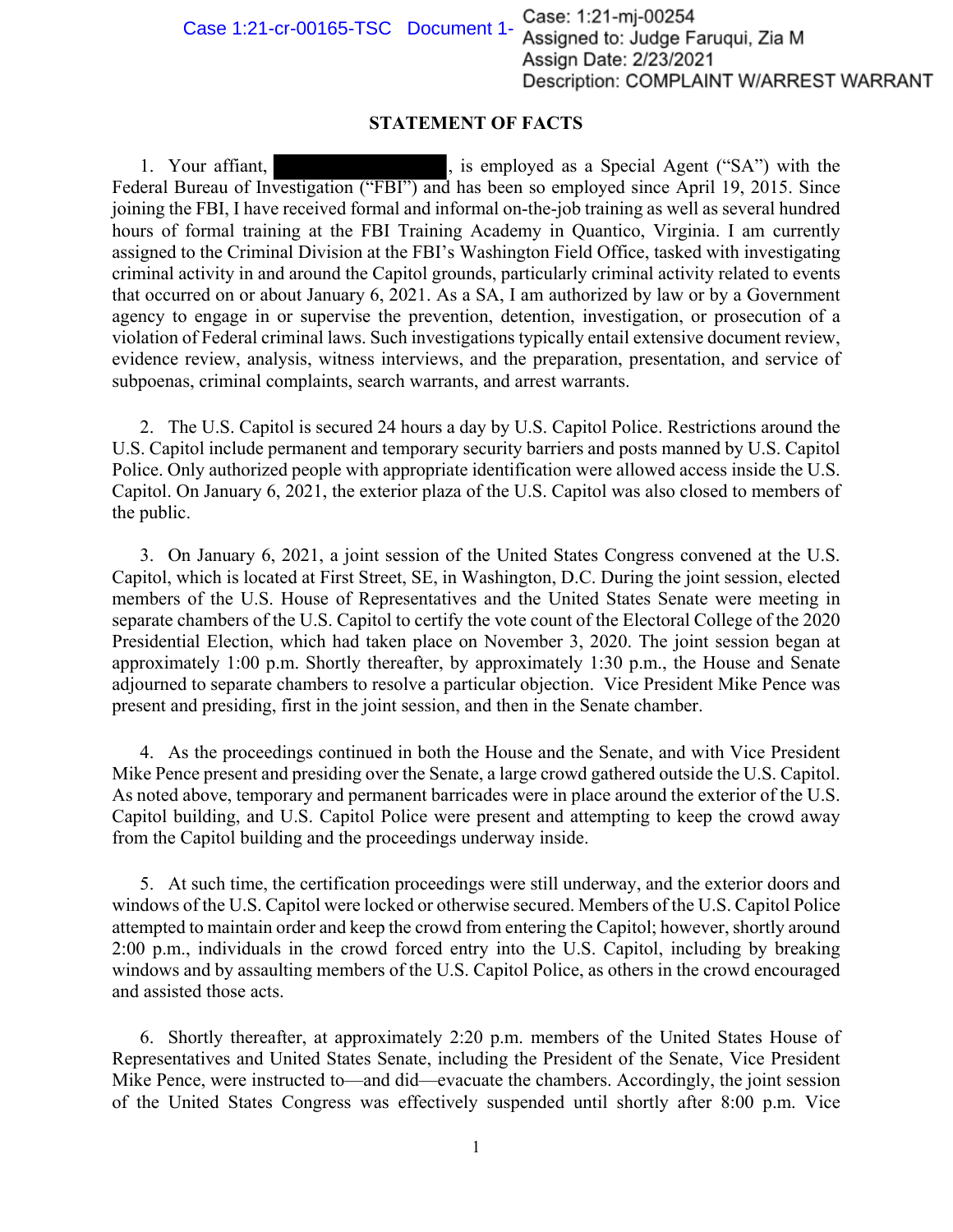Case: 1:21-mj-00254
Assigned to: Judge Faruqui, Zia M
Assign Date: 2/23/2021
Description: COMPLAINT W/ARREST WARRANT

## STATEMENT OF FACTS

1. Your affiant, ██████████, is employed as a Special Agent ("SA") with the Federal Bureau of Investigation ("FBI") and has been so employed since April 19, 2015. Since joining the FBI, I have received formal and informal on-the-job training as well as several hundred hours of formal training at the FBI Training Academy in Quantico, Virginia. I am currently assigned to the Criminal Division at the FBI's Washington Field Office, tasked with investigating criminal activity in and around the Capitol grounds, particularly criminal activity related to events that occurred on or about January 6, 2021. As a SA, I am authorized by law or by a Government agency to engage in or supervise the prevention, detention, investigation, or prosecution of a violation of Federal criminal laws. Such investigations typically entail extensive document review, evidence review, analysis, witness interviews, and the preparation, presentation, and service of subpoenas, criminal complaints, search warrants, and arrest warrants.

2. The U.S. Capitol is secured 24 hours a day by U.S. Capitol Police. Restrictions around the U.S. Capitol include permanent and temporary security barriers and posts manned by U.S. Capitol Police. Only authorized people with appropriate identification were allowed access inside the U.S. Capitol. On January 6, 2021, the exterior plaza of the U.S. Capitol was also closed to members of the public.

3. On January 6, 2021, a joint session of the United States Congress convened at the U.S. Capitol, which is located at First Street, SE, in Washington, D.C. During the joint session, elected members of the U.S. House of Representatives and the United States Senate were meeting in separate chambers of the U.S. Capitol to certify the vote count of the Electoral College of the 2020 Presidential Election, which had taken place on November 3, 2020. The joint session began at approximately 1:00 p.m. Shortly thereafter, by approximately 1:30 p.m., the House and Senate adjourned to separate chambers to resolve a particular objection. Vice President Mike Pence was present and presiding, first in the joint session, and then in the Senate chamber.

4. As the proceedings continued in both the House and the Senate, and with Vice President Mike Pence present and presiding over the Senate, a large crowd gathered outside the U.S. Capitol. As noted above, temporary and permanent barricades were in place around the exterior of the U.S. Capitol building, and U.S. Capitol Police were present and attempting to keep the crowd away from the Capitol building and the proceedings underway inside.

5. At such time, the certification proceedings were still underway, and the exterior doors and windows of the U.S. Capitol were locked or otherwise secured. Members of the U.S. Capitol Police attempted to maintain order and keep the crowd from entering the Capitol; however, shortly around 2:00 p.m., individuals in the crowd forced entry into the U.S. Capitol, including by breaking windows and by assaulting members of the U.S. Capitol Police, as others in the crowd encouraged and assisted those acts.

6. Shortly thereafter, at approximately 2:20 p.m. members of the United States House of Representatives and United States Senate, including the President of the Senate, Vice President Mike Pence, were instructed to—and did—evacuate the chambers. Accordingly, the joint session of the United States Congress was effectively suspended until shortly after 8:00 p.m. Vice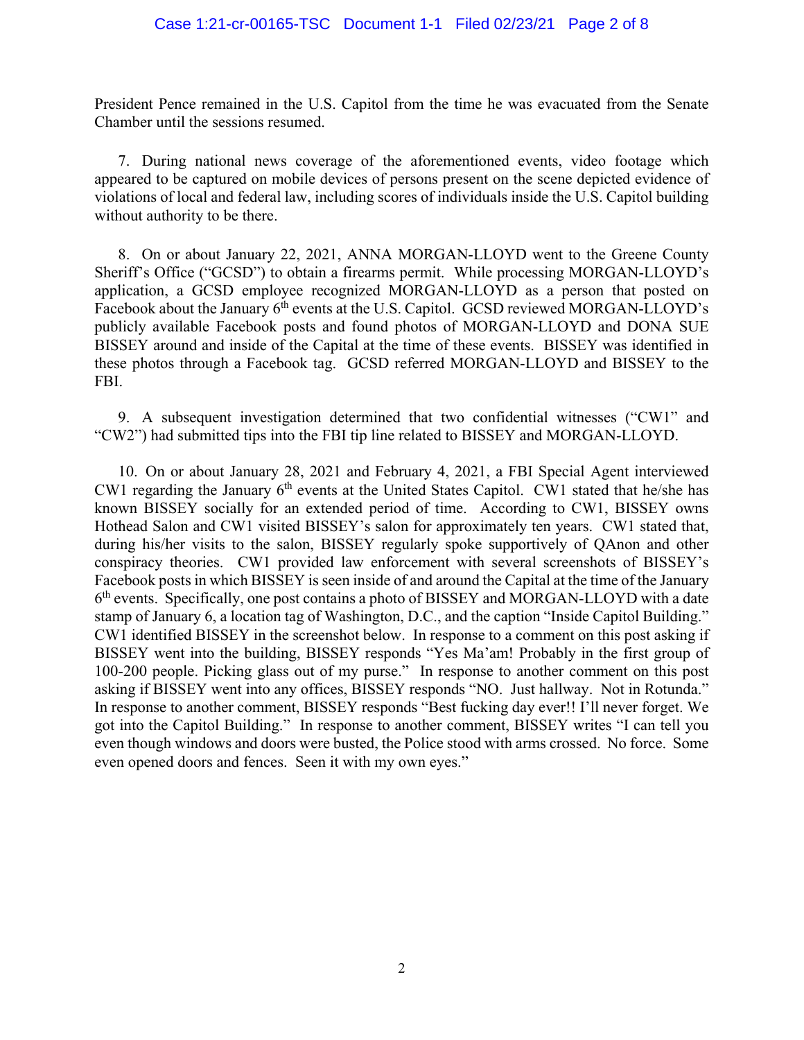President Pence remained in the U.S. Capitol from the time he was evacuated from the Senate Chamber until the sessions resumed.

7. During national news coverage of the aforementioned events, video footage which appeared to be captured on mobile devices of persons present on the scene depicted evidence of violations of local and federal law, including scores of individuals inside the U.S. Capitol building without authority to be there.

8. On or about January 22, 2021, ANNA MORGAN-LLOYD went to the Greene County Sheriff's Office ("GCSD") to obtain a firearms permit. While processing MORGAN-LLOYD's application, a GCSD employee recognized MORGAN-LLOYD as a person that posted on Facebook about the January 6th events at the U.S. Capitol. GCSD reviewed MORGAN-LLOYD's publicly available Facebook posts and found photos of MORGAN-LLOYD and DONA SUE BISSEY around and inside of the Capital at the time of these events. BISSEY was identified in these photos through a Facebook tag. GCSD referred MORGAN-LLOYD and BISSEY to the FBI.

9. A subsequent investigation determined that two confidential witnesses ("CW1" and "CW2") had submitted tips into the FBI tip line related to BISSEY and MORGAN-LLOYD.

10. On or about January 28, 2021 and February 4, 2021, a FBI Special Agent interviewed CW1 regarding the January 6th events at the United States Capitol. CW1 stated that he/she has known BISSEY socially for an extended period of time. According to CW1, BISSEY owns Hothead Salon and CW1 visited BISSEY's salon for approximately ten years. CW1 stated that, during his/her visits to the salon, BISSEY regularly spoke supportively of QAnon and other conspiracy theories. CW1 provided law enforcement with several screenshots of BISSEY's Facebook posts in which BISSEY is seen inside of and around the Capital at the time of the January 6th events. Specifically, one post contains a photo of BISSEY and MORGAN-LLOYD with a date stamp of January 6, a location tag of Washington, D.C., and the caption "Inside Capitol Building." CW1 identified BISSEY in the screenshot below. In response to a comment on this post asking if BISSEY went into the building, BISSEY responds "Yes Ma'am! Probably in the first group of 100-200 people. Picking glass out of my purse." In response to another comment on this post asking if BISSEY went into any offices, BISSEY responds "NO. Just hallway. Not in Rotunda." In response to another comment, BISSEY responds "Best fucking day ever!! I'll never forget. We got into the Capitol Building." In response to another comment, BISSEY writes "I can tell you even though windows and doors were busted, the Police stood with arms crossed. No force. Some even opened doors and fences. Seen it with my own eyes."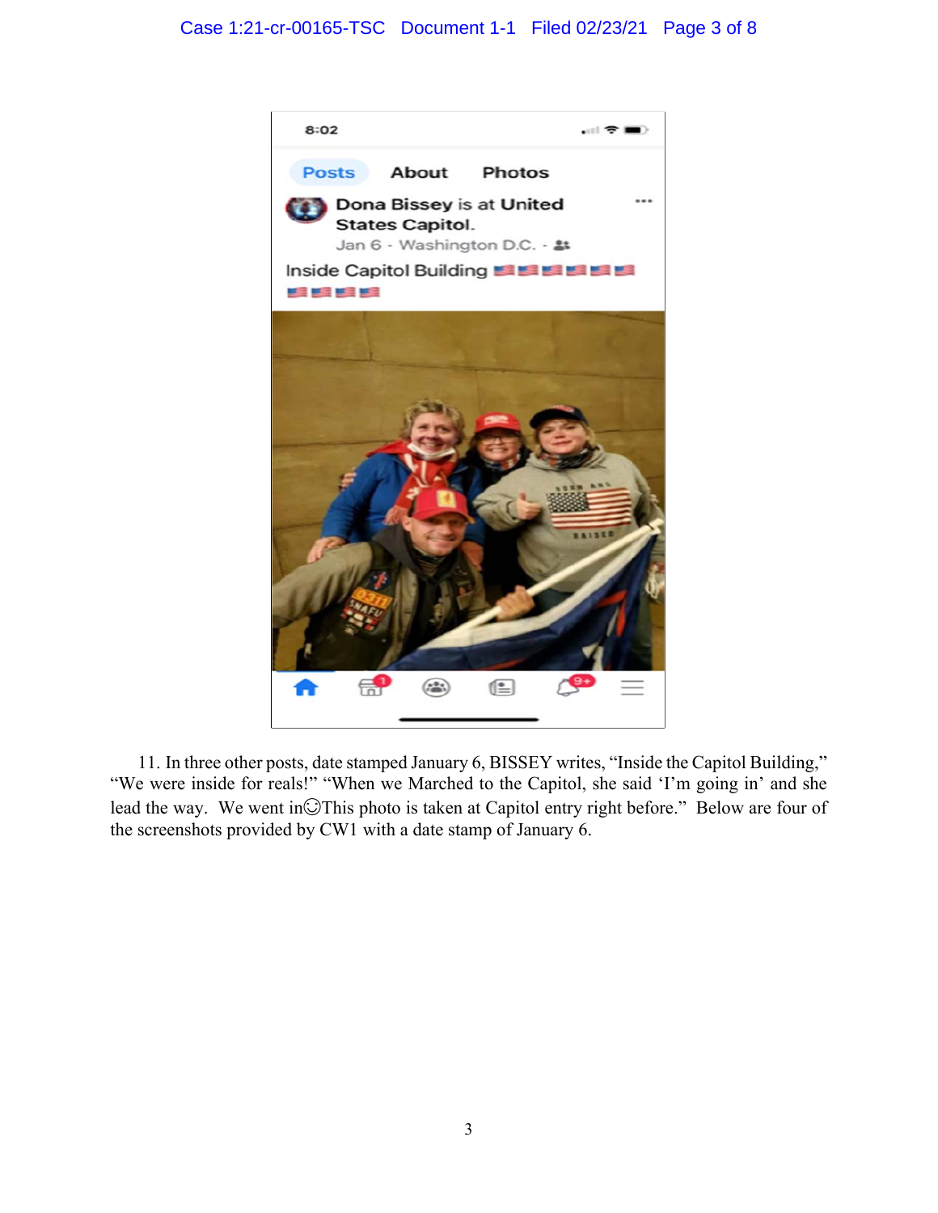8:02

Posts About Photos

Dona Bissey is at United States Capitol.
Jan 6 · Washington D.C. ·

Inside Capitol Building 🇺🇸🇺🇸🇺🇸🇺🇸🇺🇸🇺🇸🇺🇸🇺🇸🇺🇸🇺🇸

11. In three other posts, date stamped January 6, BISSEY writes, "Inside the Capitol Building," "We were inside for reals!" "When we Marched to the Capitol, she said 'I'm going in' and she lead the way. We went in☺This photo is taken at Capitol entry right before." Below are four of the screenshots provided by CW1 with a date stamp of January 6.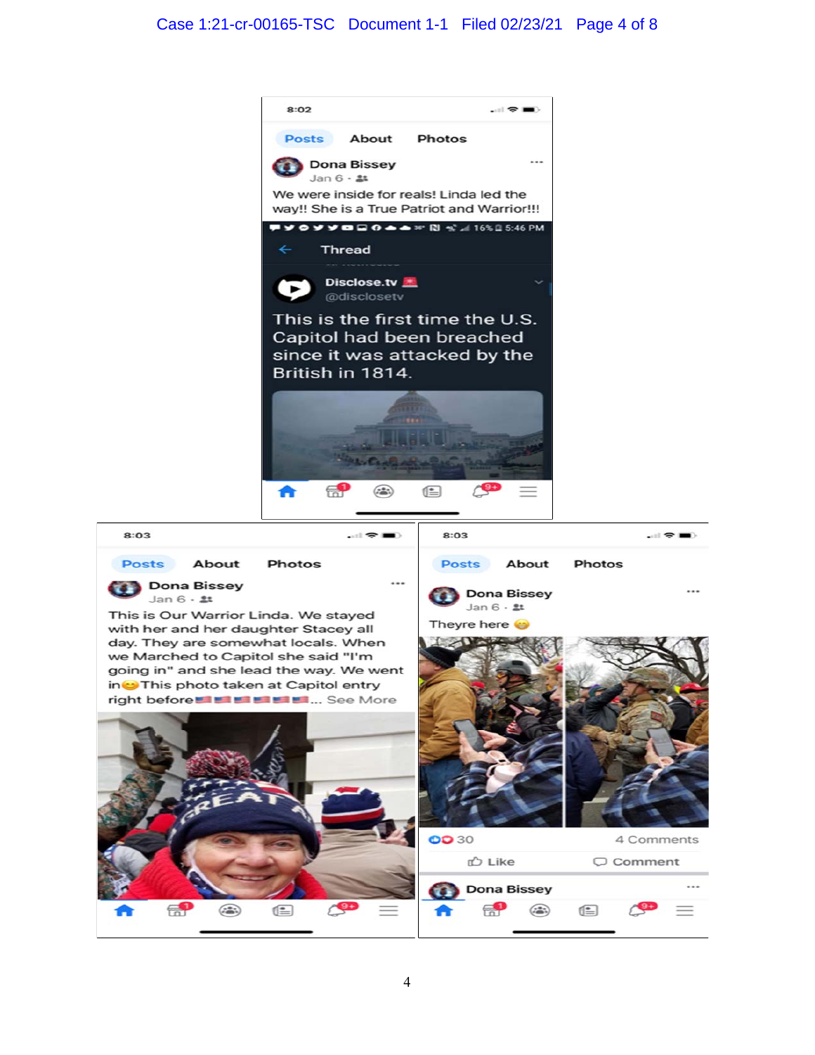8:02

Posts About Photos

**Dona Bissey**
Jan 6 ·

We were inside for reals! Linda led the way!! She is a True Patriot and Warrior!!!

16% 5:46 PM

Thread

**Disclose.tv**
@disclosetv

This is the first time the U.S. Capitol had been breached since it was attacked by the British in 1814.

8:03

Posts About Photos

**Dona Bissey**
Jan 6 ·

This is Our Warrior Linda. We stayed with her and her daughter Stacey all day. They are somewhat locals. When we Marched to Capitol she said "I'm going in" and she lead the way. We went in😊This photo taken at Capitol entry right before🇺🇸🇺🇸🇺🇸🇺🇸🇺🇸🇺🇸... See More

8:03

Posts About Photos

**Dona Bissey**
Jan 6 ·

Theyre here 😊

30 4 Comments

Like Comment

**Dona Bissey**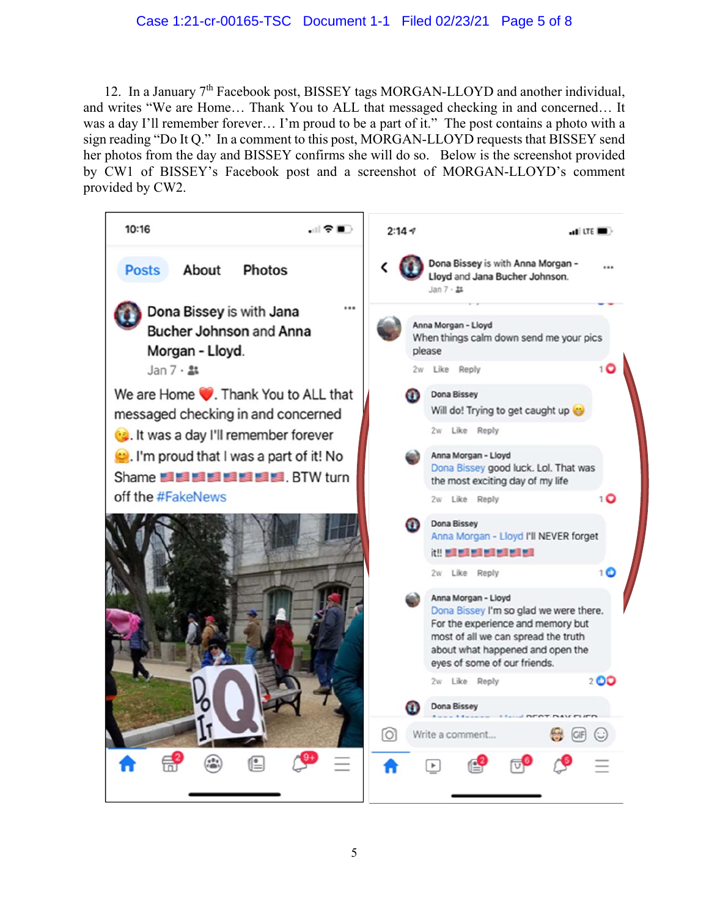12. In a January 7th Facebook post, BISSEY tags MORGAN-LLOYD and another individual, and writes "We are Home… Thank You to ALL that messaged checking in and concerned… It was a day I'll remember forever… I'm proud to be a part of it." The post contains a photo with a sign reading "Do It Q." In a comment to this post, MORGAN-LLOYD requests that BISSEY send her photos from the day and BISSEY confirms she will do so. Below is the screenshot provided by CW1 of BISSEY's Facebook post and a screenshot of MORGAN-LLOYD's comment provided by CW2.

10:16

Posts About Photos

Dona Bissey is with Jana Bucher Johnson and Anna Morgan - Lloyd.
Jan 7 ·

We are Home ❤️. Thank You to ALL that messaged checking in and concerned 😘. It was a day I'll remember forever 😊. I'm proud that I was a part of it! No Shame 🇺🇸🇺🇸🇺🇸🇺🇸🇺🇸🇺🇸🇺🇸🇺🇸. BTW turn off the #FakeNews

2:14

Dona Bissey is with Anna Morgan - Lloyd and Jana Bucher Johnson.
Jan 7 ·

Anna Morgan - Lloyd
When things calm down send me your pics please
2w Like Reply 1

Dona Bissey
Will do! Trying to get caught up 😂
2w Like Reply

Anna Morgan - Lloyd
Dona Bissey good luck. Lol. That was the most exciting day of my life
2w Like Reply 1

Dona Bissey
Anna Morgan - Lloyd I'll NEVER forget it!! 🇺🇸🇺🇸🇺🇸🇺🇸🇺🇸🇺🇸🇺🇸
2w Like Reply 1

Anna Morgan - Lloyd
Dona Bissey I'm so glad we were there. For the experience and memory but most of all we can spread the truth about what happened and open the eyes of some of our friends.
2w Like Reply 2

Dona Bissey

Write a comment...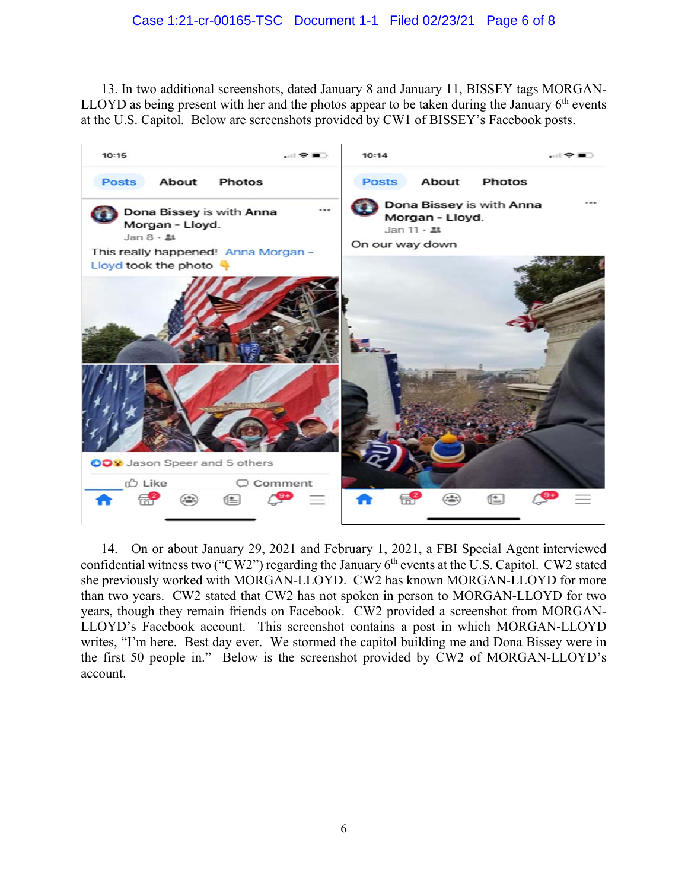13. In two additional screenshots, dated January 8 and January 11, BISSEY tags MORGAN-LLOYD as being present with her and the photos appear to be taken during the January 6th events at the U.S. Capitol. Below are screenshots provided by CW1 of BISSEY's Facebook posts.

14. On or about January 29, 2021 and February 1, 2021, a FBI Special Agent interviewed confidential witness two ("CW2") regarding the January 6th events at the U.S. Capitol. CW2 stated she previously worked with MORGAN-LLOYD. CW2 has known MORGAN-LLOYD for more than two years. CW2 stated that CW2 has not spoken in person to MORGAN-LLOYD for two years, though they remain friends on Facebook. CW2 provided a screenshot from MORGAN-LLOYD's Facebook account. This screenshot contains a post in which MORGAN-LLOYD writes, "I'm here. Best day ever. We stormed the capitol building me and Dona Bissey were in the first 50 people in." Below is the screenshot provided by CW2 of MORGAN-LLOYD's account.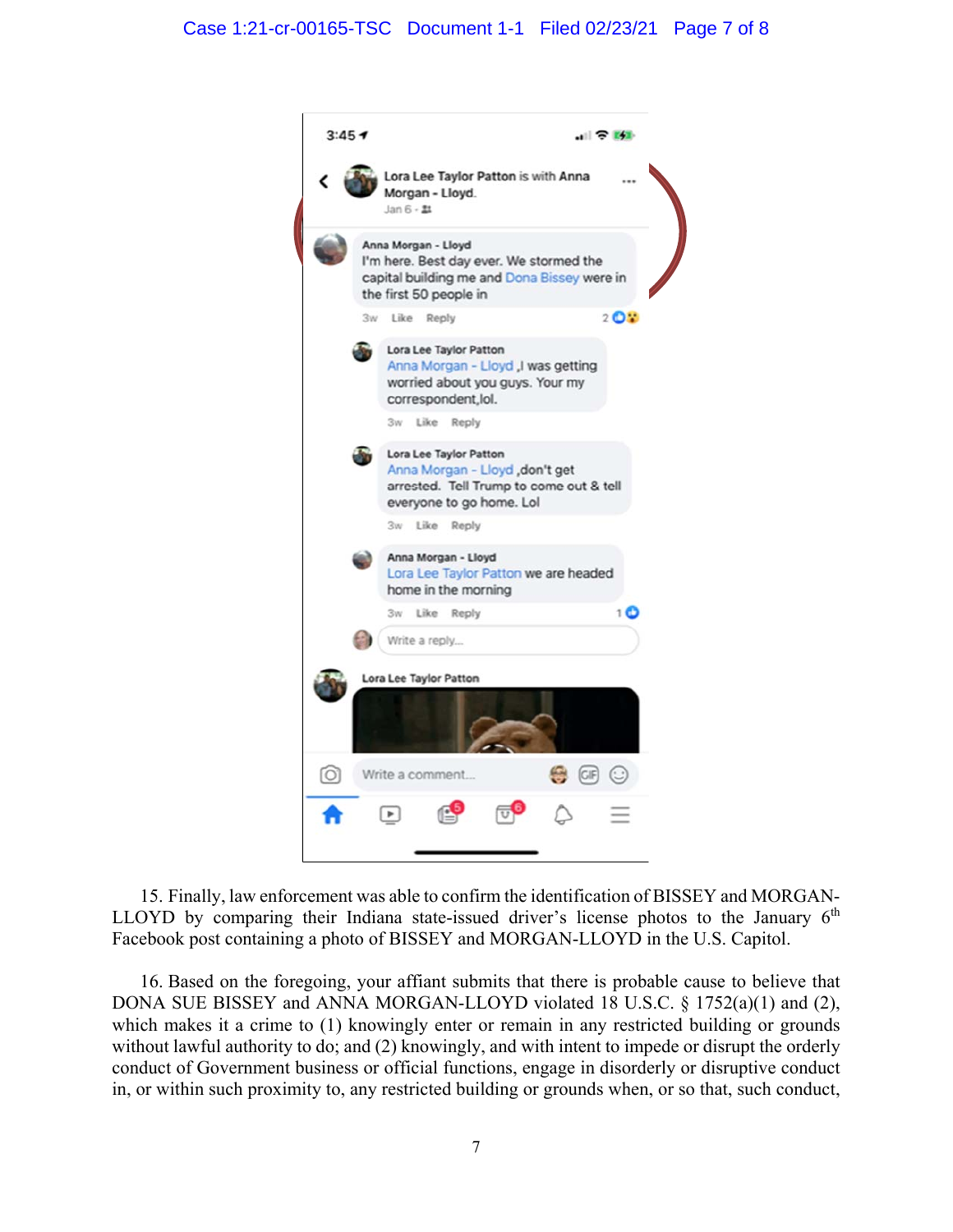Lora Lee Taylor Patton is with Anna Morgan - Lloyd.
Jan 6

**Anna Morgan - Lloyd**
I'm here. Best day ever. We stormed the capital building me and Dona Bissey were in the first 50 people in

**Lora Lee Taylor Patton**
Anna Morgan - Lloyd ,I was getting worried about you guys. Your my correspondent,lol.

**Lora Lee Taylor Patton**
Anna Morgan - Lloyd ,don't get arrested. Tell Trump to come out & tell everyone to go home. Lol

**Anna Morgan - Lloyd**
Lora Lee Taylor Patton we are headed home in the morning

**Lora Lee Taylor Patton**

15. Finally, law enforcement was able to confirm the identification of BISSEY and MORGAN-LLOYD by comparing their Indiana state-issued driver's license photos to the January 6th Facebook post containing a photo of BISSEY and MORGAN-LLOYD in the U.S. Capitol.

16. Based on the foregoing, your affiant submits that there is probable cause to believe that DONA SUE BISSEY and ANNA MORGAN-LLOYD violated 18 U.S.C. § 1752(a)(1) and (2), which makes it a crime to (1) knowingly enter or remain in any restricted building or grounds without lawful authority to do; and (2) knowingly, and with intent to impede or disrupt the orderly conduct of Government business or official functions, engage in disorderly or disruptive conduct in, or within such proximity to, any restricted building or grounds when, or so that, such conduct,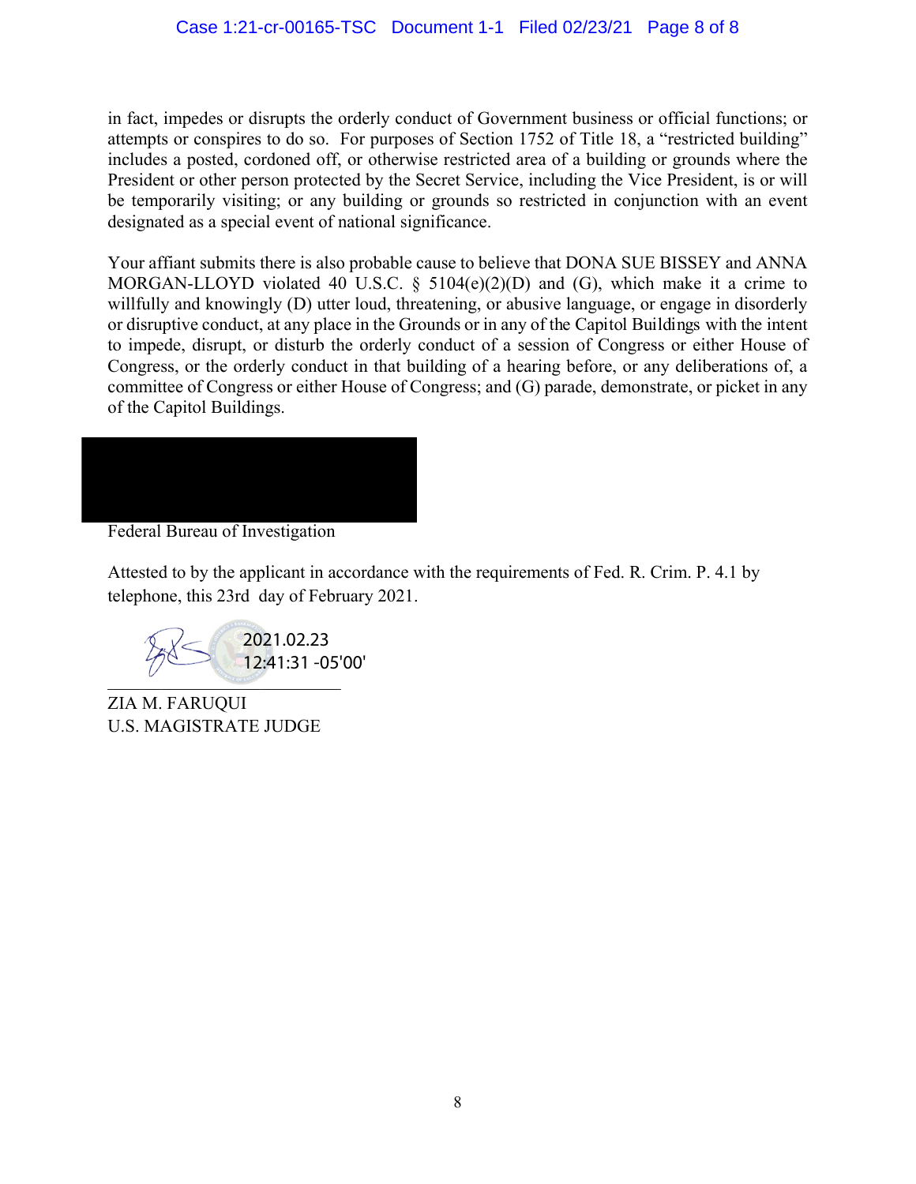in fact, impedes or disrupts the orderly conduct of Government business or official functions; or attempts or conspires to do so. For purposes of Section 1752 of Title 18, a "restricted building" includes a posted, cordoned off, or otherwise restricted area of a building or grounds where the President or other person protected by the Secret Service, including the Vice President, is or will be temporarily visiting; or any building or grounds so restricted in conjunction with an event designated as a special event of national significance.

Your affiant submits there is also probable cause to believe that DONA SUE BISSEY and ANNA MORGAN-LLOYD violated 40 U.S.C. § 5104(e)(2)(D) and (G), which make it a crime to willfully and knowingly (D) utter loud, threatening, or abusive language, or engage in disorderly or disruptive conduct, at any place in the Grounds or in any of the Capitol Buildings with the intent to impede, disrupt, or disturb the orderly conduct of a session of Congress or either House of Congress, or the orderly conduct in that building of a hearing before, or any deliberations of, a committee of Congress or either House of Congress; and (G) parade, demonstrate, or picket in any of the Capitol Buildings.

Federal Bureau of Investigation

Attested to by the applicant in accordance with the requirements of Fed. R. Crim. P. 4.1 by telephone, this 23rd day of February 2021.

2021.02.23
12:41:31 -05'00'

ZIA M. FARUQUI
U.S. MAGISTRATE JUDGE